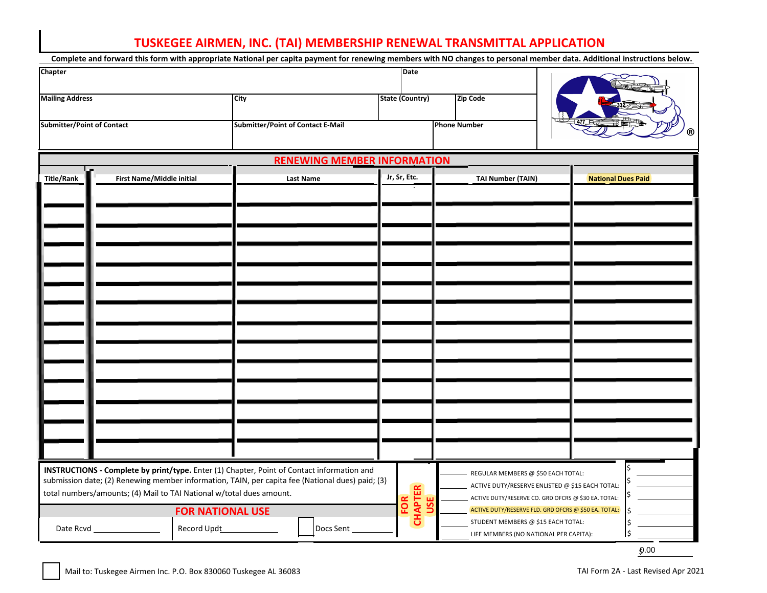# TUSKEGEE AIRMEN, INC. (TAI) MEMBERSHIP RENEWAL TRANSMITTAL APPLICATION

**Complete and forward this form with appropriate National per capita payment for renewing members with NO changes to personal member data. Additional instructions below.**

| Chapter | | | Date | |
|---|---|---|---|---|
| **Mailing Address** | **City** | **State (Country)** | **Zip Code** | |
| **Submitter/Point of Contact** | **Submitter/Point of Contact E-Mail** | | **Phone Number** | |

## RENEWING MEMBER INFORMATION

| Title/Rank | First Name/Middle initial | Last Name | Jr, Sr, Etc. | TAI Number (TAIN) | National Dues Paid |
|---|---|---|---|---|---|
| | | | | | |
| | | | | | |
| | | | | | |
| | | | | | |
| | | | | | |
| | | | | | |
| | | | | | |
| | | | | | |
| | | | | | |
| | | | | | |
| | | | | | |
| | | | | | |
| | | | | | |
| | | | | | |

**INSTRUCTIONS - Complete by print/type.** Enter (1) Chapter, Point of Contact information and submission date; (2) Renewing member information, TAIN, per capita fee (National dues) paid; (3) total numbers/amounts; (4) Mail to TAI National w/total dues amount.

**FOR CHAPTER USE**

| Number | Category | Amount |
|---|---|---|
| ______ | REGULAR MEMBERS @ $50 EACH TOTAL: | $ ______ |
| ______ | ACTIVE DUTY/RESERVE ENLISTED @ $15 EACH TOTAL: | $ ______ |
| ______ | ACTIVE DUTY/RESERVE CO. GRD OFCRS @ $30 EA. TOTAL: | $ ______ |
| ______ | ACTIVE DUTY/RESERVE FLD. GRD OFCRS @ $50 EA. TOTAL: | $ ______ |
| ______ | STUDENT MEMBERS @ $15 EACH TOTAL: | $ ______ |
| ______ | LIFE MEMBERS (NO NATIONAL PER CAPITA): | $ ______ |
| | | $0.00 |

## FOR NATIONAL USE

Date Rcvd ____________ Record Updt ____________ ☐ Docs Sent ____________

☐ Mail to: Tuskegee Airmen Inc. P.O. Box 830060 Tuskegee AL 36083

TAI Form 2A - Last Revised Apr 2021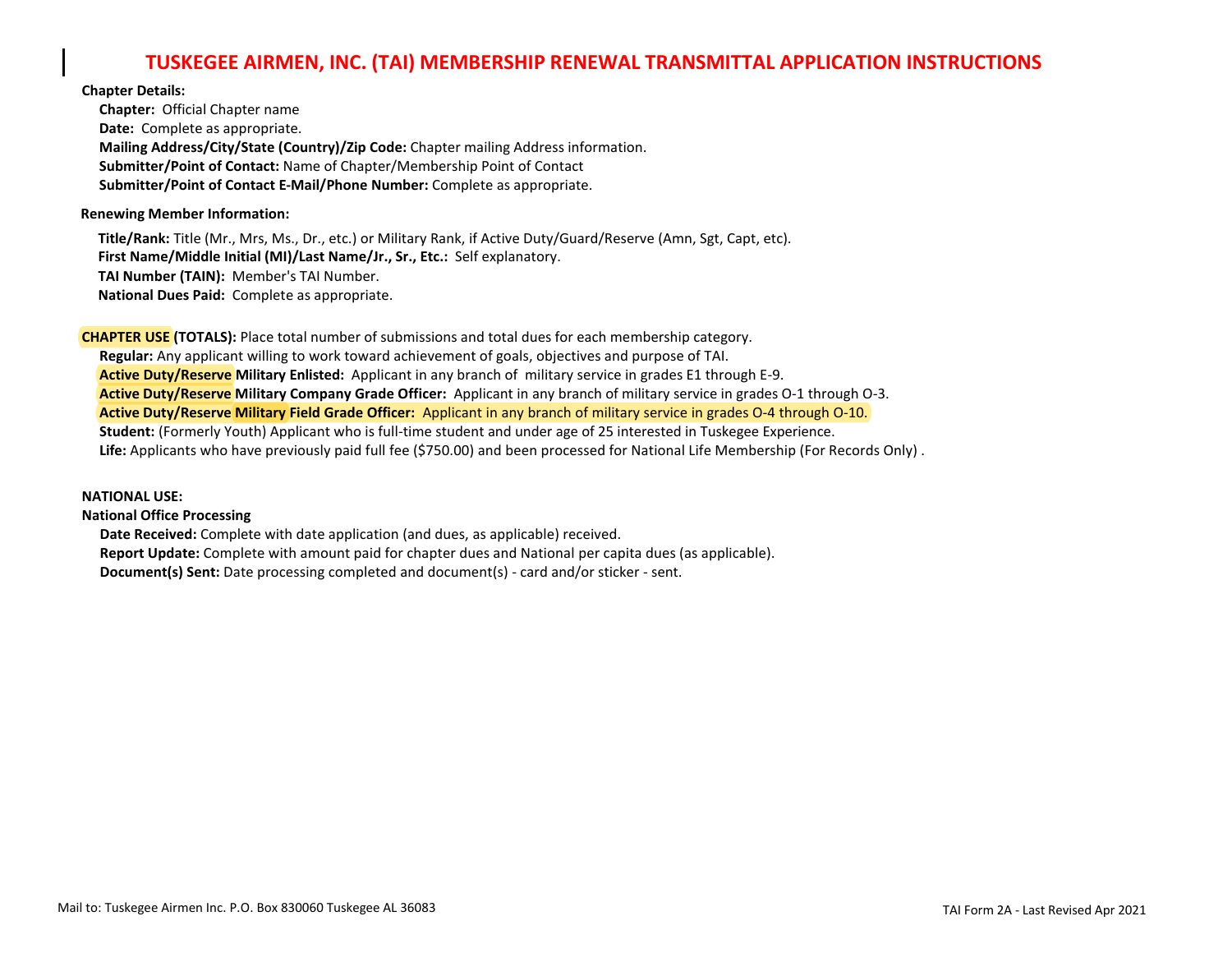# TUSKEGEE AIRMEN, INC. (TAI) MEMBERSHIP RENEWAL TRANSMITTAL APPLICATION INSTRUCTIONS

**Chapter Details:**

**Chapter:** Official Chapter name
**Date:** Complete as appropriate.
**Mailing Address/City/State (Country)/Zip Code:** Chapter mailing Address information.
**Submitter/Point of Contact:** Name of Chapter/Membership Point of Contact
**Submitter/Point of Contact E-Mail/Phone Number:** Complete as appropriate.

**Renewing Member Information:**

**Title/Rank:** Title (Mr., Mrs, Ms., Dr., etc.) or Military Rank, if Active Duty/Guard/Reserve (Amn, Sgt, Capt, etc).
**First Name/Middle Initial (MI)/Last Name/Jr., Sr., Etc.:** Self explanatory.
**TAI Number (TAIN):** Member's TAI Number.
**National Dues Paid:** Complete as appropriate.

**CHAPTER USE (TOTALS):** Place total number of submissions and total dues for each membership category.
**Regular:** Any applicant willing to work toward achievement of goals, objectives and purpose of TAI.
**Active Duty/Reserve Military Enlisted:** Applicant in any branch of military service in grades E1 through E-9.
**Active Duty/Reserve Military Company Grade Officer:** Applicant in any branch of military service in grades O-1 through O-3.
**Active Duty/Reserve Military Field Grade Officer:** Applicant in any branch of military service in grades O-4 through O-10.
**Student:** (Formerly Youth) Applicant who is full-time student and under age of 25 interested in Tuskegee Experience.
**Life:** Applicants who have previously paid full fee ($750.00) and been processed for National Life Membership (For Records Only) .

**NATIONAL USE:**
**National Office Processing**
**Date Received:** Complete with date application (and dues, as applicable) received.
**Report Update:** Complete with amount paid for chapter dues and National per capita dues (as applicable).
**Document(s) Sent:** Date processing completed and document(s) - card and/or sticker - sent.

Mail to: Tuskegee Airmen Inc. P.O. Box 830060 Tuskegee AL 36083

TAI Form 2A - Last Revised Apr 2021